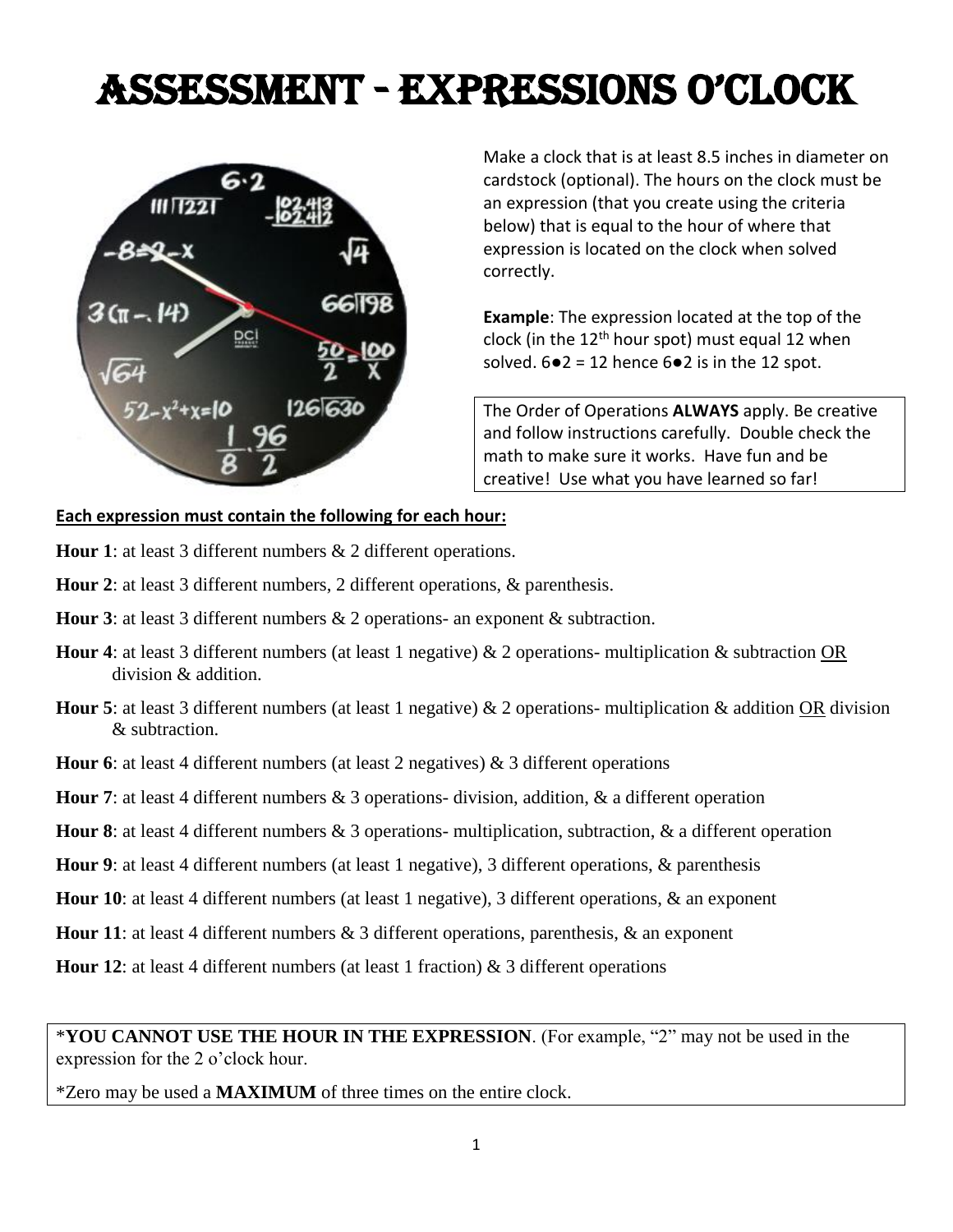# Assessment - Expressions O'Clock

Make a clock that is at least 8.5 inches in diameter on cardstock (optional). The hours on the clock must be an expression (that you create using the criteria below) that is equal to the hour of where that expression is located on the clock when solved correctly.

**Example**: The expression located at the top of the clock (in the 12th hour spot) must equal 12 when solved. 6●2 = 12 hence 6●2 is in the 12 spot.

The Order of Operations **ALWAYS** apply. Be creative and follow instructions carefully. Double check the math to make sure it works. Have fun and be creative! Use what you have learned so far!

**Each expression must contain the following for each hour:**

**Hour 1**: at least 3 different numbers & 2 different operations.

**Hour 2**: at least 3 different numbers, 2 different operations, & parenthesis.

**Hour 3**: at least 3 different numbers & 2 operations- an exponent & subtraction.

**Hour 4**: at least 3 different numbers (at least 1 negative) & 2 operations- multiplication & subtraction OR division & addition.

**Hour 5**: at least 3 different numbers (at least 1 negative) & 2 operations- multiplication & addition OR division & subtraction.

**Hour 6**: at least 4 different numbers (at least 2 negatives) & 3 different operations

**Hour 7**: at least 4 different numbers & 3 operations- division, addition, & a different operation

**Hour 8**: at least 4 different numbers & 3 operations- multiplication, subtraction, & a different operation

**Hour 9**: at least 4 different numbers (at least 1 negative), 3 different operations, & parenthesis

**Hour 10**: at least 4 different numbers (at least 1 negative), 3 different operations, & an exponent

**Hour 11**: at least 4 different numbers & 3 different operations, parenthesis, & an exponent

**Hour 12**: at least 4 different numbers (at least 1 fraction) & 3 different operations

*__YOU CANNOT USE THE HOUR IN THE EXPRESSION__. (For example, "2" may not be used in the expression for the 2 o'clock hour.

*Zero may be used a **MAXIMUM** of three times on the entire clock.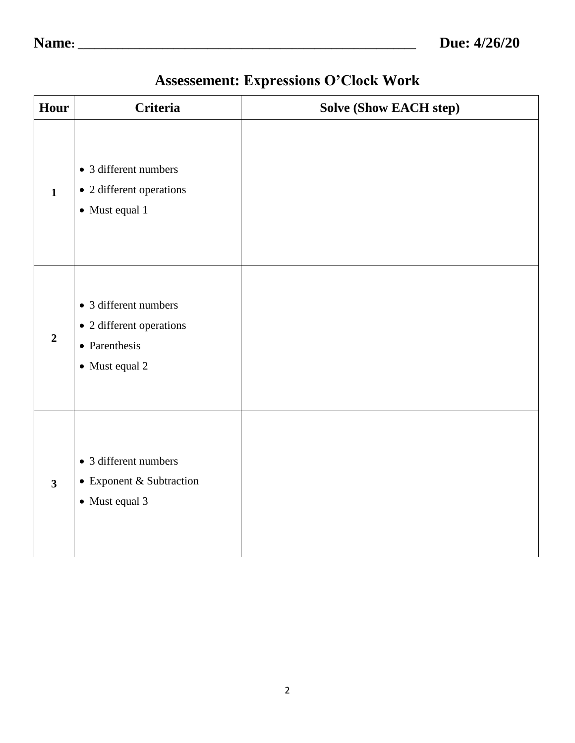**Name**: _______________________________________________ **Due: 4/26/20**

## Assessement: Expressions O'Clock Work

| Hour | Criteria | Solve (Show EACH step) |
|---|---|---|
| **1** | • 3 different numbers<br>• 2 different operations<br>• Must equal 1 | |
| **2** | • 3 different numbers<br>• 2 different operations<br>• Parenthesis<br>• Must equal 2 | |
| **3** | • 3 different numbers<br>• Exponent & Subtraction<br>• Must equal 3 | |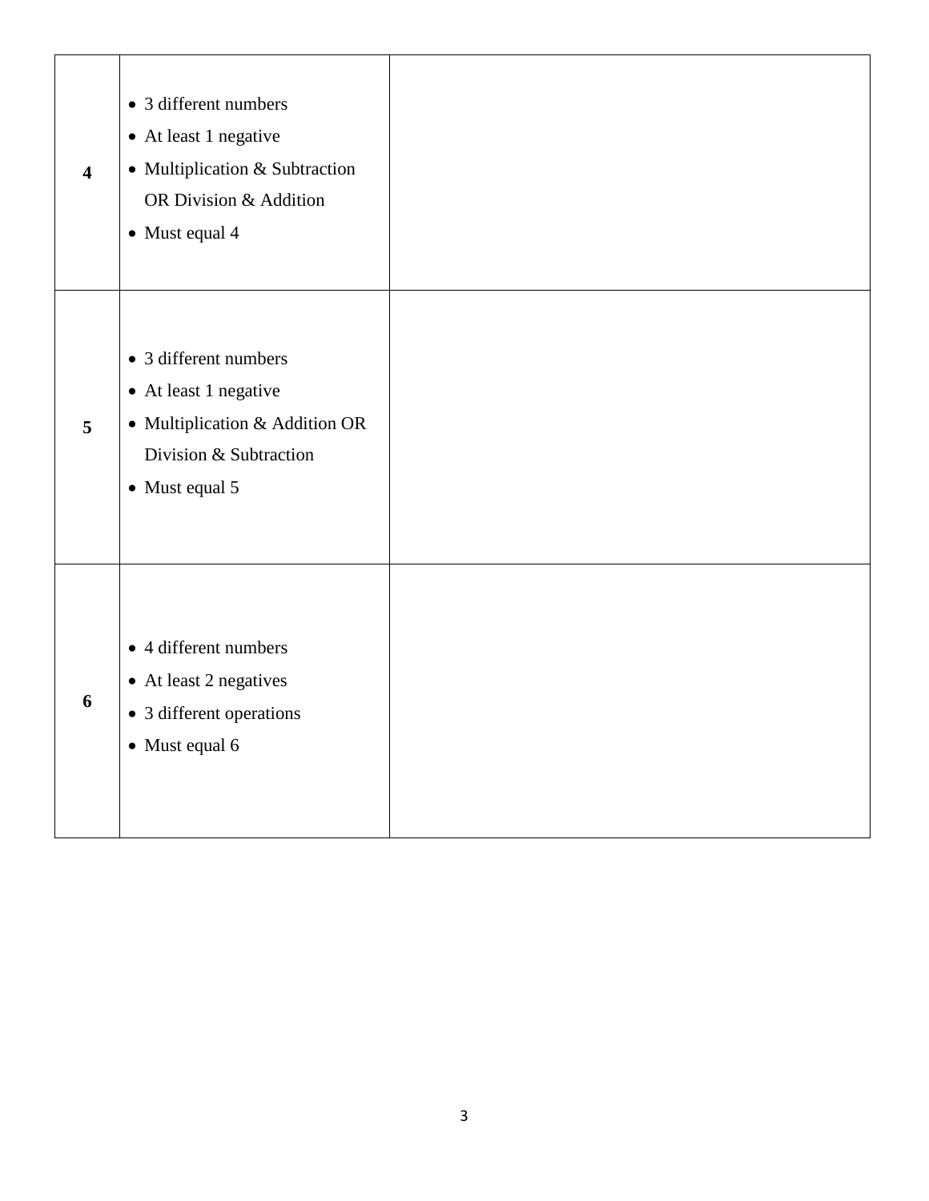| | | |
|---|---|---|
| **4** | • 3 different numbers<br>• At least 1 negative<br>• Multiplication & Subtraction OR Division & Addition<br>• Must equal 4 | |
| **5** | • 3 different numbers<br>• At least 1 negative<br>• Multiplication & Addition OR Division & Subtraction<br>• Must equal 5 | |
| **6** | • 4 different numbers<br>• At least 2 negatives<br>• 3 different operations<br>• Must equal 6 | |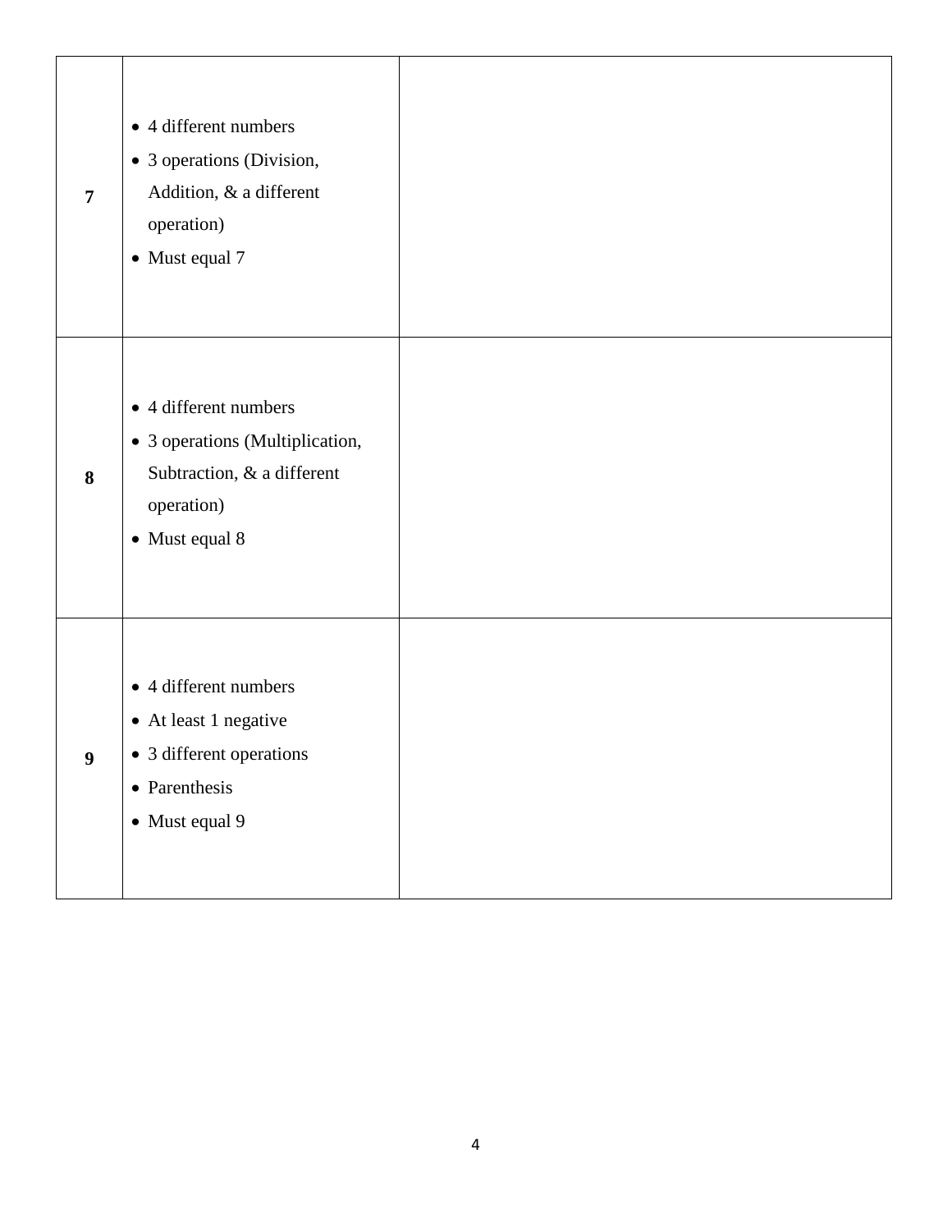| | | |
|---|---|---|
| **7** | • 4 different numbers<br>• 3 operations (Division, Addition, & a different operation)<br>• Must equal 7 | |
| **8** | • 4 different numbers<br>• 3 operations (Multiplication, Subtraction, & a different operation)<br>• Must equal 8 | |
| **9** | • 4 different numbers<br>• At least 1 negative<br>• 3 different operations<br>• Parenthesis<br>• Must equal 9 | |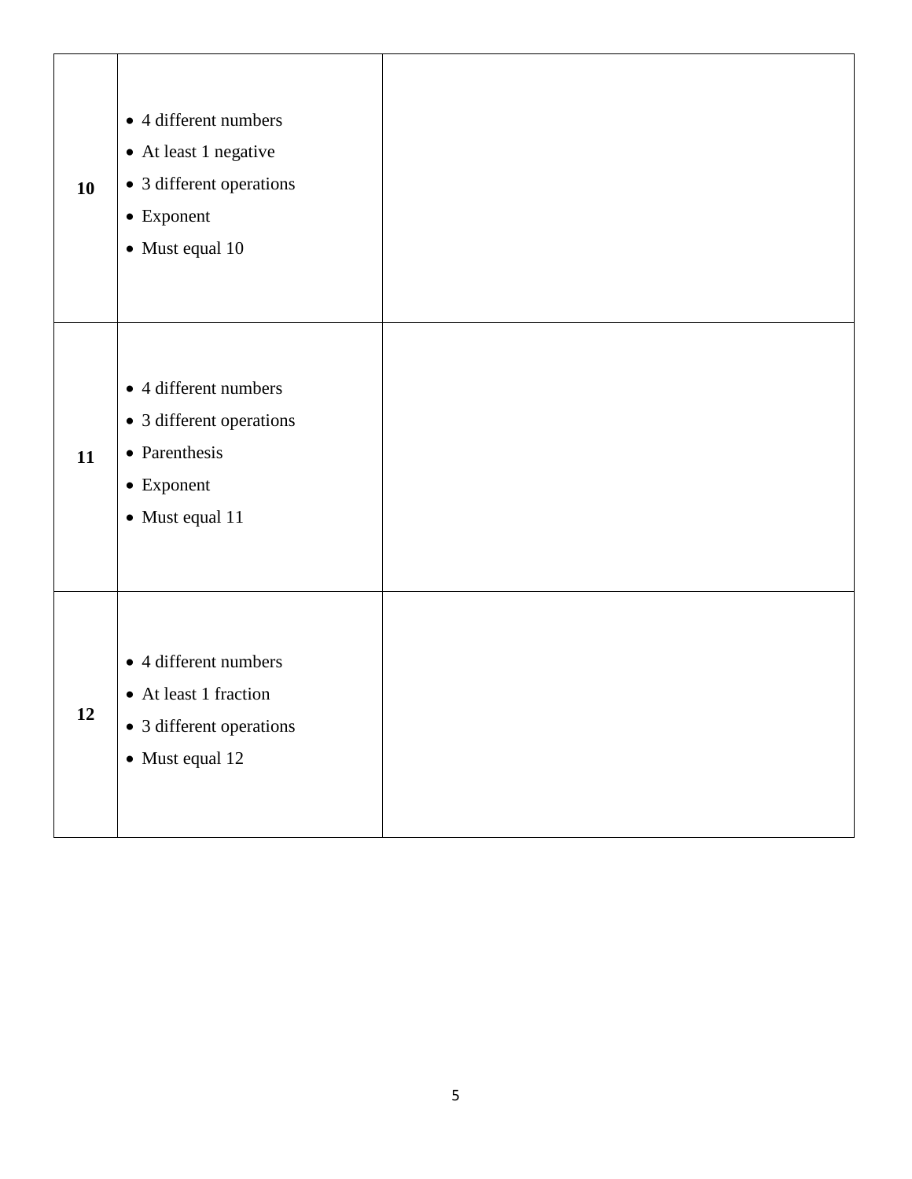| | | |
|---|---|---|
| **10** | • 4 different numbers<br>• At least 1 negative<br>• 3 different operations<br>• Exponent<br>• Must equal 10 | |
| **11** | • 4 different numbers<br>• 3 different operations<br>• Parenthesis<br>• Exponent<br>• Must equal 11 | |
| **12** | • 4 different numbers<br>• At least 1 fraction<br>• 3 different operations<br>• Must equal 12 | |